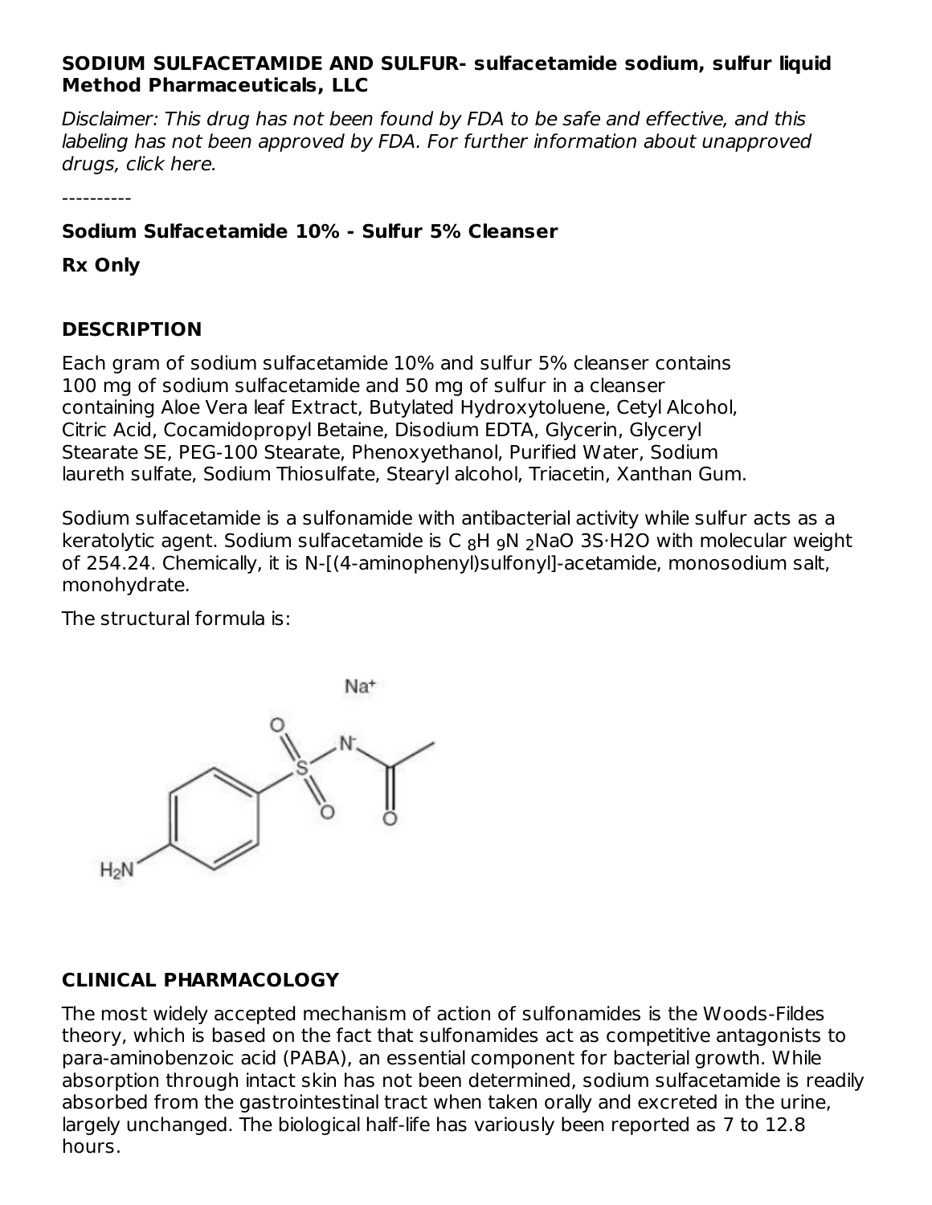**SODIUM SULFACETAMIDE AND SULFUR- sulfacetamide sodium, sulfur liquid**
**Method Pharmaceuticals, LLC**

*Disclaimer: This drug has not been found by FDA to be safe and effective, and this labeling has not been approved by FDA. For further information about unapproved drugs, click here.*

----------

**Sodium Sulfacetamide 10% - Sulfur 5% Cleanser**

**Rx Only**

## DESCRIPTION

Each gram of sodium sulfacetamide 10% and sulfur 5% cleanser contains 100 mg of sodium sulfacetamide and 50 mg of sulfur in a cleanser containing Aloe Vera leaf Extract, Butylated Hydroxytoluene, Cetyl Alcohol, Citric Acid, Cocamidopropyl Betaine, Disodium EDTA, Glycerin, Glyceryl Stearate SE, PEG-100 Stearate, Phenoxyethanol, Purified Water, Sodium laureth sulfate, Sodium Thiosulfate, Stearyl alcohol, Triacetin, Xanthan Gum.

Sodium sulfacetamide is a sulfonamide with antibacterial activity while sulfur acts as a keratolytic agent. Sodium sulfacetamide is $C_8H_9N_2NaO_3S \cdot H_2O$ with molecular weight of 254.24. Chemically, it is N-[(4-aminophenyl)sulfonyl]-acetamide, monosodium salt, monohydrate.

The structural formula is:

## CLINICAL PHARMACOLOGY

The most widely accepted mechanism of action of sulfonamides is the Woods-Fildes theory, which is based on the fact that sulfonamides act as competitive antagonists to para-aminobenzoic acid (PABA), an essential component for bacterial growth. While absorption through intact skin has not been determined, sodium sulfacetamide is readily absorbed from the gastrointestinal tract when taken orally and excreted in the urine, largely unchanged. The biological half-life has variously been reported as 7 to 12.8 hours.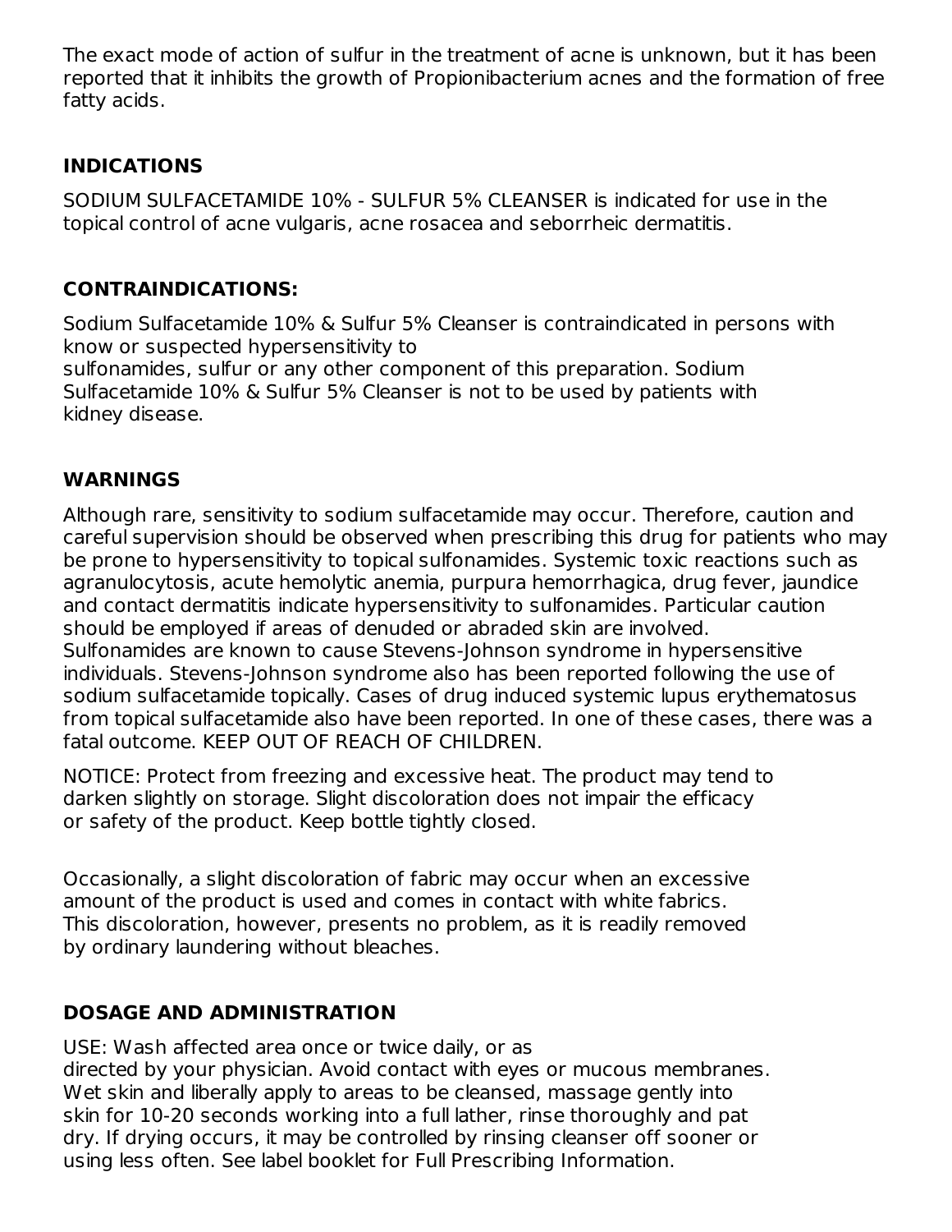The exact mode of action of sulfur in the treatment of acne is unknown, but it has been reported that it inhibits the growth of Propionibacterium acnes and the formation of free fatty acids.

## INDICATIONS

SODIUM SULFACETAMIDE 10% - SULFUR 5% CLEANSER is indicated for use in the topical control of acne vulgaris, acne rosacea and seborrheic dermatitis.

## CONTRAINDICATIONS:

Sodium Sulfacetamide 10% & Sulfur 5% Cleanser is contraindicated in persons with know or suspected hypersensitivity to sulfonamides, sulfur or any other component of this preparation. Sodium Sulfacetamide 10% & Sulfur 5% Cleanser is not to be used by patients with kidney disease.

## WARNINGS

Although rare, sensitivity to sodium sulfacetamide may occur. Therefore, caution and careful supervision should be observed when prescribing this drug for patients who may be prone to hypersensitivity to topical sulfonamides. Systemic toxic reactions such as agranulocytosis, acute hemolytic anemia, purpura hemorrhagica, drug fever, jaundice and contact dermatitis indicate hypersensitivity to sulfonamides. Particular caution should be employed if areas of denuded or abraded skin are involved. Sulfonamides are known to cause Stevens-Johnson syndrome in hypersensitive individuals. Stevens-Johnson syndrome also has been reported following the use of sodium sulfacetamide topically. Cases of drug induced systemic lupus erythematosus from topical sulfacetamide also have been reported. In one of these cases, there was a fatal outcome. KEEP OUT OF REACH OF CHILDREN.

NOTICE: Protect from freezing and excessive heat. The product may tend to darken slightly on storage. Slight discoloration does not impair the efficacy or safety of the product. Keep bottle tightly closed.

Occasionally, a slight discoloration of fabric may occur when an excessive amount of the product is used and comes in contact with white fabrics. This discoloration, however, presents no problem, as it is readily removed by ordinary laundering without bleaches.

## DOSAGE AND ADMINISTRATION

USE: Wash affected area once or twice daily, or as directed by your physician. Avoid contact with eyes or mucous membranes. Wet skin and liberally apply to areas to be cleansed, massage gently into skin for 10-20 seconds working into a full lather, rinse thoroughly and pat dry. If drying occurs, it may be controlled by rinsing cleanser off sooner or using less often. See label booklet for Full Prescribing Information.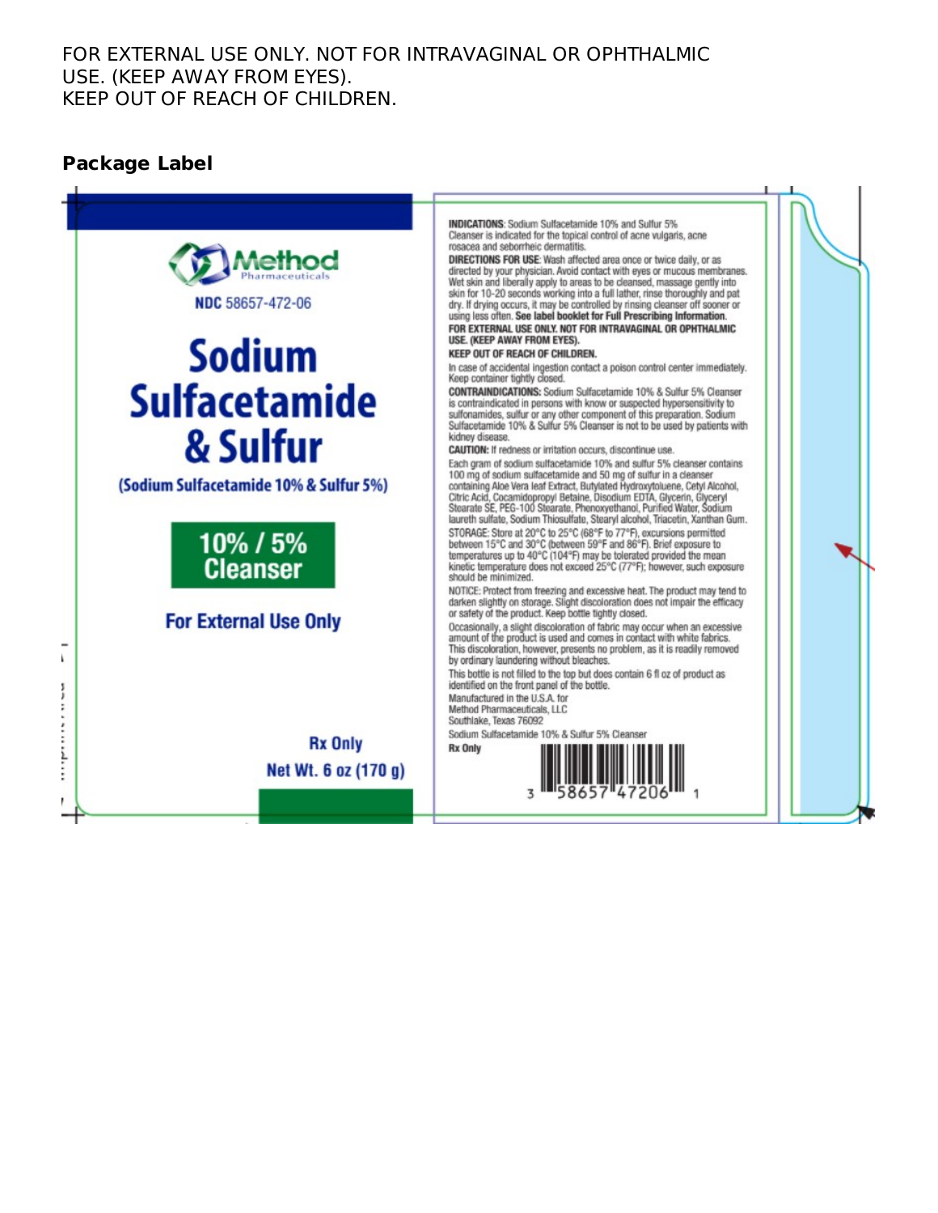FOR EXTERNAL USE ONLY. NOT FOR INTRAVAGINAL OR OPHTHALMIC USE. (KEEP AWAY FROM EYES).
KEEP OUT OF REACH OF CHILDREN.

## Package Label

Method Pharmaceuticals

NDC 58657-472-06

# Sodium Sulfacetamide & Sulfur

(Sodium Sulfacetamide 10% & Sulfur 5%)

**10% / 5% Cleanser**

**For External Use Only**

**Rx Only**

**Net Wt. 6 oz (170 g)**

**INDICATIONS:** Sodium Sulfacetamide 10% and Sulfur 5% Cleanser is indicated for the topical control of acne vulgaris, acne rosacea and seborrheic dermatitis.

**DIRECTIONS FOR USE:** Wash affected area once or twice daily, or as directed by your physician. Avoid contact with eyes or mucous membranes. Wet skin and liberally apply to areas to be cleansed, massage gently into skin for 10-20 seconds working into a full lather, rinse thoroughly and pat dry. If drying occurs, it may be controlled by rinsing cleanser off sooner or using less often. **See label booklet for Full Prescribing Information.**

**FOR EXTERNAL USE ONLY. NOT FOR INTRAVAGINAL OR OPHTHALMIC USE. (KEEP AWAY FROM EYES).**

**KEEP OUT OF REACH OF CHILDREN.**

In case of accidental ingestion contact a poison control center immediately. Keep container tightly closed.

**CONTRAINDICATIONS:** Sodium Sulfacetamide 10% & Sulfur 5% Cleanser is contraindicated in persons with know or suspected hypersensitivity to sulfonamides, sulfur or any other component of this preparation. Sodium Sulfacetamide 10% & Sulfur 5% Cleanser is not to be used by patients with kidney disease.

**CAUTION:** If redness or irritation occurs, discontinue use.

Each gram of sodium sulfacetamide 10% and sulfur 5% cleanser contains 100 mg of sodium sulfacetamide and 50 mg of sulfur in a cleanser containing Aloe Vera leaf Extract, Butylated Hydroxytoluene, Cetyl Alcohol, Citric Acid, Cocamidopropyl Betaine, Disodium EDTA, Glycerin, Glyceryl Stearate SE, PEG-100 Stearate, Phenoxyethanol, Purified Water, Sodium laureth sulfate, Sodium Thiosulfate, Stearyl alcohol, Triacetin, Xanthan Gum.

STORAGE: Store at 20°C to 25°C (68°F to 77°F), excursions permitted between 15°C and 30°C (between 59°F and 86°F). Brief exposure to temperatures up to 40°C (104°F) may be tolerated provided the mean kinetic temperature does not exceed 25°C (77°F); however, such exposure should be minimized.

NOTICE: Protect from freezing and excessive heat. The product may tend to darken slightly on storage. Slight discoloration does not impair the efficacy or safety of the product. Keep bottle tightly closed.

Occasionally, a slight discoloration of fabric may occur when an excessive amount of the product is used and comes in contact with white fabrics. This discoloration, however, presents no problem, as it is readily removed by ordinary laundering without bleaches.

This bottle is not filled to the top but does contain 6 fl oz of product as identified on the front panel of the bottle.

Manufactured in the U.S.A. for
Method Pharmaceuticals, LLC
Southlake, Texas 76092

Sodium Sulfacetamide 10% & Sulfur 5% Cleanser

**Rx Only**

3 58657 47206 1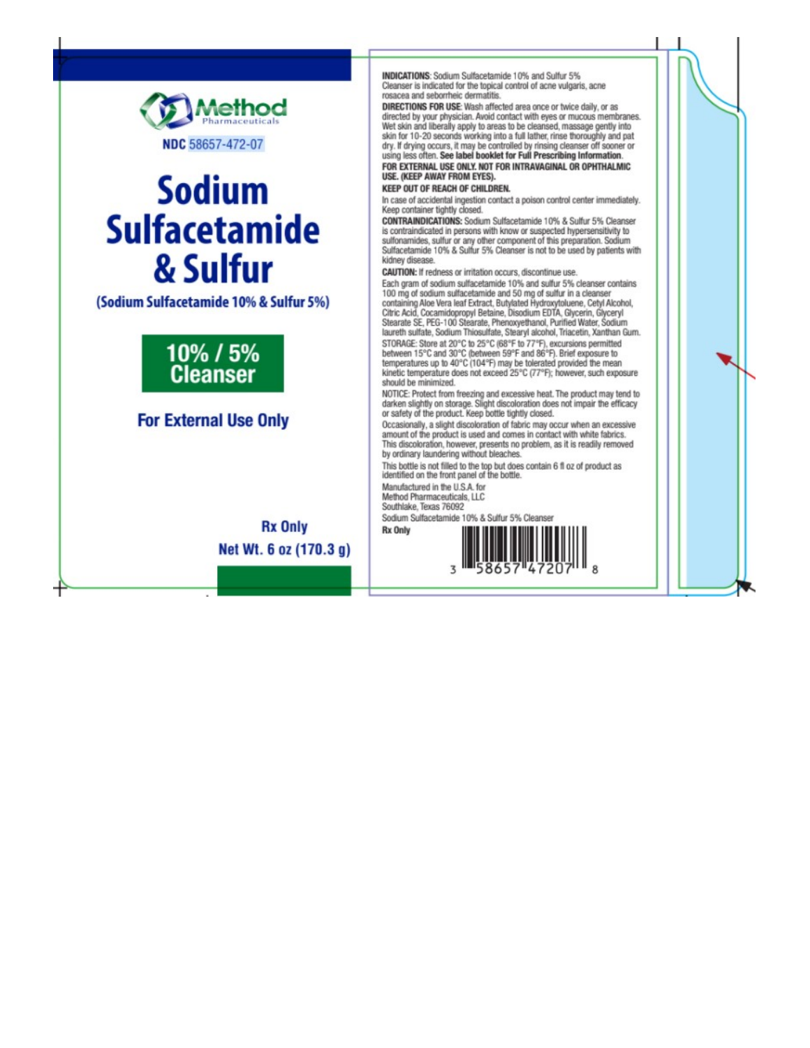Method Pharmaceuticals

NDC 58657-472-07

# Sodium Sulfacetamide & Sulfur

(Sodium Sulfacetamide 10% & Sulfur 5%)

**10% / 5% Cleanser**

**For External Use Only**

**Rx Only**

**Net Wt. 6 oz (170.3 g)**

**INDICATIONS:** Sodium Sulfacetamide 10% and Sulfur 5% Cleanser is indicated for the topical control of acne vulgaris, acne rosacea and seborrheic dermatitis.

**DIRECTIONS FOR USE:** Wash affected area once or twice daily, or as directed by your physician. Avoid contact with eyes or mucous membranes. Wet skin and liberally apply to areas to be cleansed, massage gently into skin for 10-20 seconds working into a full lather, rinse thoroughly and pat dry. If drying occurs, it may be controlled by rinsing cleanser off sooner or using less often. **See label booklet for Full Prescribing Information.**

**FOR EXTERNAL USE ONLY. NOT FOR INTRAVAGINAL OR OPHTHALMIC USE. (KEEP AWAY FROM EYES).**

**KEEP OUT OF REACH OF CHILDREN.**

In case of accidental ingestion contact a poison control center immediately. Keep container tightly closed.

**CONTRAINDICATIONS:** Sodium Sulfacetamide 10% & Sulfur 5% Cleanser is contraindicated in persons with know or suspected hypersensitivity to sulfonamides, sulfur or any other component of this preparation. Sodium Sulfacetamide 10% & Sulfur 5% Cleanser is not to be used by patients with kidney disease.

**CAUTION:** If redness or irritation occurs, discontinue use.

Each gram of sodium sulfacetamide 10% and sulfur 5% cleanser contains 100 mg of sodium sulfacetamide and 50 mg of sulfur in a cleanser containing Aloe Vera leaf Extract, Butylated Hydroxytoluene, Cetyl Alcohol, Citric Acid, Cocamidopropyl Betaine, Disodium EDTA, Glycerin, Glyceryl Stearate SE, PEG-100 Stearate, Phenoxyethanol, Purified Water, Sodium laureth sulfate, Sodium Thiosulfate, Stearyl alcohol, Triacetin, Xanthan Gum.

STORAGE: Store at 20°C to 25°C (68°F to 77°F), excursions permitted between 15°C and 30°C (between 59°F and 86°F). Brief exposure to temperatures up to 40°C (104°F) may be tolerated provided the mean kinetic temperature does not exceed 25°C (77°F); however, such exposure should be minimized.

NOTICE: Protect from freezing and excessive heat. The product may tend to darken slightly on storage. Slight discoloration does not impair the efficacy or safety of the product. Keep bottle tightly closed.

Occasionally, a slight discoloration of fabric may occur when an excessive amount of the product is used and comes in contact with white fabrics. This discoloration, however, presents no problem, as it is readily removed by ordinary laundering without bleaches.

This bottle is not filled to the top but does contain 6 fl oz of product as identified on the front panel of the bottle.

Manufactured in the U.S.A. for
Method Pharmaceuticals, LLC
Southlake, Texas 76092

Sodium Sulfacetamide 10% & Sulfur 5% Cleanser

**Rx Only**

3 58657 47207 8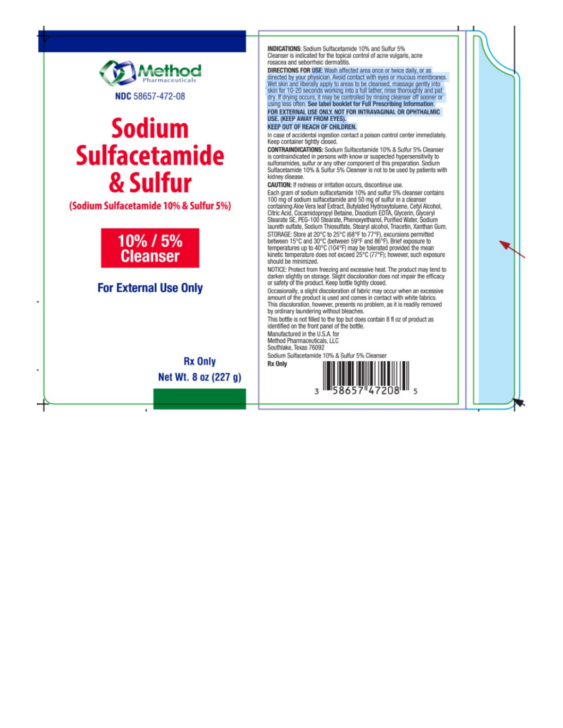Method Pharmaceuticals

NDC 58657-472-08

# Sodium Sulfacetamide & Sulfur

(Sodium Sulfacetamide 10% & Sulfur 5%)

**10% / 5% Cleanser**

**For External Use Only**

**Rx Only**

**Net Wt. 8 oz (227 g)**

**INDICATIONS**: Sodium Sulfacetamide 10% and Sulfur 5% Cleanser is indicated for the topical control of acne vulgaris, acne rosacea and seborrheic dermatitis.

**DIRECTIONS FOR USE**: Wash affected area once or twice daily, or as directed by your physician. Avoid contact with eyes or mucous membranes. Wet skin and liberally apply to areas to be cleansed, massage gently into skin for 10-20 seconds working into a full lather, rinse thoroughly and pat dry. If drying occurs, it may be controlled by rinsing cleanser off sooner or using less often. **See label booklet for Full Prescribing Information.**

**FOR EXTERNAL USE ONLY. NOT FOR INTRAVAGINAL OR OPHTHALMIC USE. (KEEP AWAY FROM EYES).**

**KEEP OUT OF REACH OF CHILDREN.**

In case of accidental ingestion contact a poison control center immediately. Keep container tightly closed.

**CONTRAINDICATIONS:** Sodium Sulfacetamide 10% & Sulfur 5% Cleanser is contraindicated in persons with know or suspected hypersensitivity to sulfonamides, sulfur or any other component of this preparation. Sodium Sulfacetamide 10% & Sulfur 5% Cleanser is not to be used by patients with kidney disease.

**CAUTION:** If redness or irritation occurs, discontinue use.

Each gram of sodium sulfacetamide 10% and sulfur 5% cleanser contains 100 mg of sodium sulfacetamide and 50 mg of sulfur in a cleanser containing Aloe Vera leaf Extract, Butylated Hydroxytoluene, Cetyl Alcohol, Citric Acid, Cocamidopropyl Betaine, Disodium EDTA, Glycerin, Glyceryl Stearate SE, PEG-100 Stearate, Phenoxyethanol, Purified Water, Sodium laureth sulfate, Sodium Thiosulfate, Stearyl alcohol, Triacetin, Xanthan Gum.

STORAGE: Store at 20°C to 25°C (68°F to 77°F), excursions permitted between 15°C and 30°C (between 59°F and 86°F). Brief exposure to temperatures up to 40°C (104°F) may be tolerated provided the mean kinetic temperature does not exceed 25°C (77°F); however, such exposure should be minimized.

NOTICE: Protect from freezing and excessive heat. The product may tend to darken slightly on storage. Slight discoloration does not impair the efficacy or safety of the product. Keep bottle tightly closed.

Occasionally, a slight discoloration of fabric may occur when an excessive amount of the product is used and comes in contact with white fabrics. This discoloration, however, presents no problem, as it is readily removed by ordinary laundering without bleaches.

This bottle is not filled to the top but does contain 8 fl oz of product as identified on the front panel of the bottle.

Manufactured in the U.S.A. for
Method Pharmaceuticals, LLC
Southlake, Texas 76092

Sodium Sulfacetamide 10% & Sulfur 5% Cleanser

**Rx Only**

3 58657 47208 5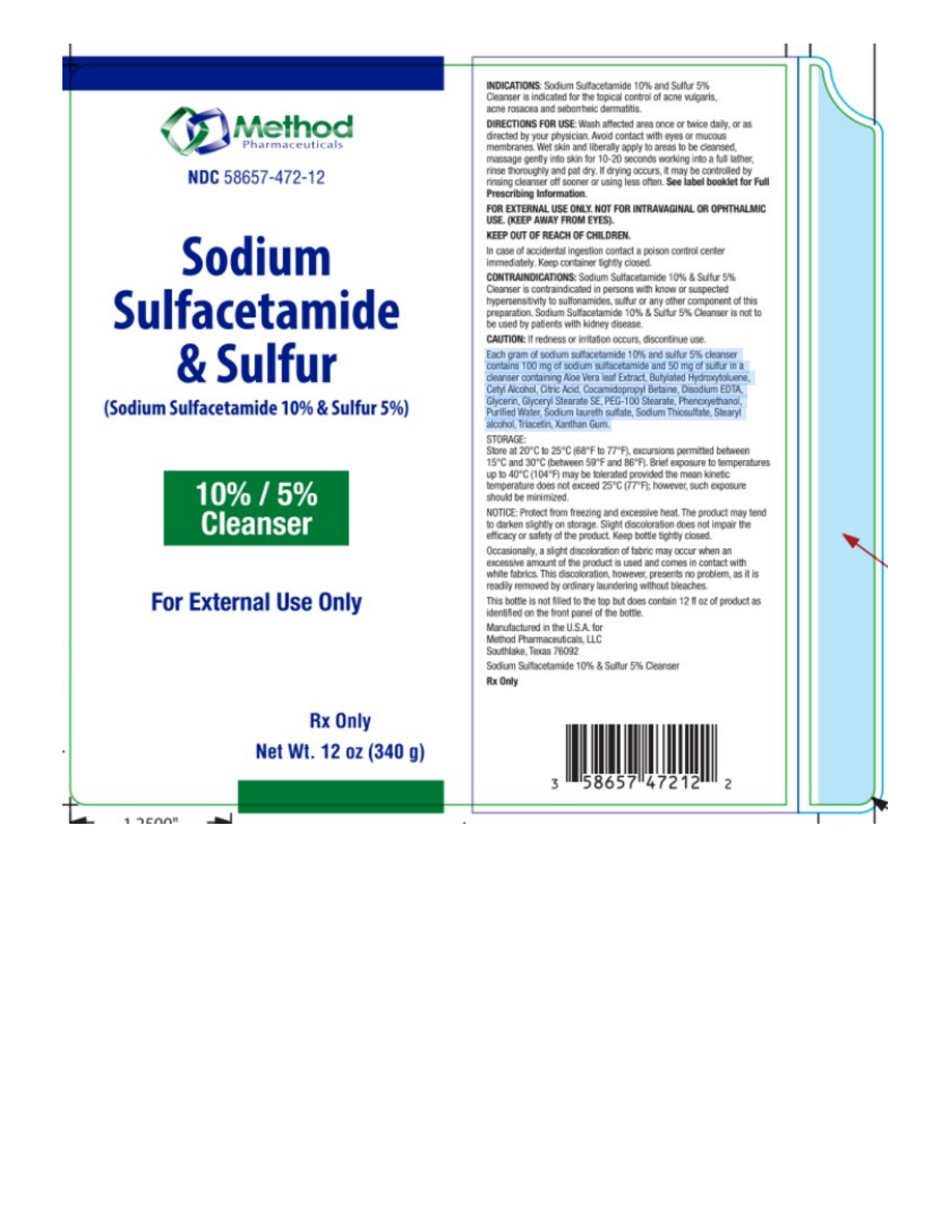Method Pharmaceuticals

NDC 58657-472-12

# Sodium Sulfacetamide & Sulfur

**(Sodium Sulfacetamide 10% & Sulfur 5%)**

**10% / 5% Cleanser**

**For External Use Only**

**Rx Only**

**Net Wt. 12 oz (340 g)**

**INDICATIONS**: Sodium Sulfacetamide 10% and Sulfur 5% Cleanser is indicated for the topical control of acne vulgaris, acne rosacea and seborrheic dermatitis.

**DIRECTIONS FOR USE**: Wash affected area once or twice daily, or as directed by your physician. Avoid contact with eyes or mucous membranes. Wet skin and liberally apply to areas to be cleansed, massage gently into skin for 10-20 seconds working into a full lather, rinse thoroughly and pat dry. If drying occurs, it may be controlled by rinsing cleanser off sooner or using less often. **See label booklet for Full Prescribing Information.**

**FOR EXTERNAL USE ONLY. NOT FOR INTRAVAGINAL OR OPHTHALMIC USE. (KEEP AWAY FROM EYES).**

**KEEP OUT OF REACH OF CHILDREN.**

In case of accidental ingestion contact a poison control center immediately. Keep container tightly closed.

**CONTRAINDICATIONS**: Sodium Sulfacetamide 10% & Sulfur 5% Cleanser is contraindicated in persons with know or suspected hypersensitivity to sulfonamides, sulfur or any other component of this preparation. Sodium Sulfacetamide 10% & Sulfur 5% Cleanser is not to be used by patients with kidney disease.

**CAUTION**: If redness or irritation occurs, discontinue use.

Each gram of sodium sulfacetamide 10% and sulfur 5% cleanser contains 100 mg of sodium sulfacetamide and 50 mg of sulfur in a cleanser containing Aloe Vera leaf Extract, Butylated Hydroxytoluene, Cetyl Alcohol, Citric Acid, Cocamidopropyl Betaine, Disodium EDTA, Glycerin, Glyceryl Stearate SE, PEG-100 Stearate, Phenoxyethanol, Purified Water, Sodium laureth sulfate, Sodium Thiosulfate, Stearyl alcohol, Triacetin, Xanthan Gum.

STORAGE:
Store at 20°C to 25°C (68°F to 77°F), excursions permitted between 15°C and 30°C (between 59°F and 86°F). Brief exposure to temperatures up to 40°C (104°F) may be tolerated provided the mean kinetic temperature does not exceed 25°C (77°F); however, such exposure should be minimized.

NOTICE: Protect from freezing and excessive heat. The product may tend to darken slightly on storage. Slight discoloration does not impair the efficacy or safety of the product. Keep bottle tightly closed.

Occasionally, a slight discoloration of fabric may occur when an excessive amount of the product is used and comes in contact with white fabrics. This discoloration, however, presents no problem, as it is readily removed by ordinary laundering without bleaches.

This bottle is not filled to the top but does contain 12 fl oz of product as identified on the front panel of the bottle.

Manufactured in the U.S.A. for
Method Pharmaceuticals, LLC
Southlake, Texas 76092

Sodium Sulfacetamide 10% & Sulfur 5% Cleanser

**Rx Only**

3 58657 47212 2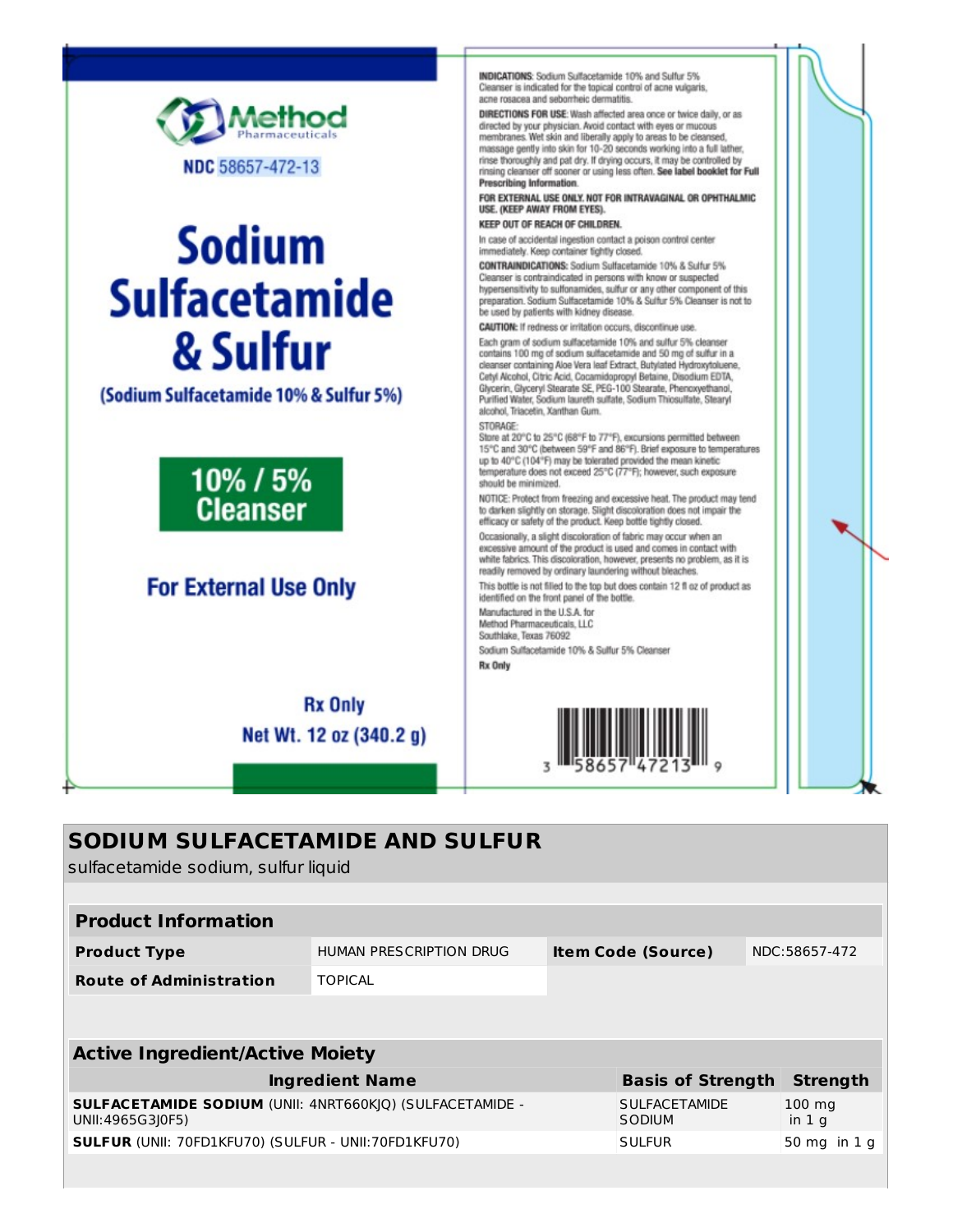Method Pharmaceuticals

NDC 58657-472-13

# Sodium Sulfacetamide & Sulfur

(Sodium Sulfacetamide 10% & Sulfur 5%)

**10% / 5% Cleanser**

**For External Use Only**

**Rx Only**

**Net Wt. 12 oz (340.2 g)**

**INDICATIONS:** Sodium Sulfacetamide 10% and Sulfur 5% Cleanser is indicated for the topical control of acne vulgaris, acne rosacea and seborrheic dermatitis.

**DIRECTIONS FOR USE:** Wash affected area once or twice daily, or as directed by your physician. Avoid contact with eyes or mucous membranes. Wet skin and liberally apply to areas to be cleansed, massage gently into skin for 10-20 seconds working into a full lather, rinse thoroughly and pat dry. If drying occurs, it may be controlled by rinsing cleanser off sooner or using less often. **See label booklet for Full Prescribing Information.**

**FOR EXTERNAL USE ONLY. NOT FOR INTRAVAGINAL OR OPHTHALMIC USE. (KEEP AWAY FROM EYES).**

**KEEP OUT OF REACH OF CHILDREN.**

In case of accidental ingestion contact a poison control center immediately. Keep container tightly closed.

**CONTRAINDICATIONS:** Sodium Sulfacetamide 10% & Sulfur 5% Cleanser is contraindicated in persons with know or suspected hypersensitivity to sulfonamides, sulfur or any other component of this preparation. Sodium Sulfacetamide 10% & Sulfur 5% Cleanser is not to be used by patients with kidney disease.

**CAUTION:** If redness or irritation occurs, discontinue use.

Each gram of sodium sulfacetamide 10% and sulfur 5% cleanser contains 100 mg of sodium sulfacetamide and 50 mg of sulfur in a cleanser containing Aloe Vera leaf Extract, Butylated Hydroxytoluene, Cetyl Alcohol, Citric Acid, Cocamidopropyl Betaine, Disodium EDTA, Glycerin, Glyceryl Stearate SE, PEG-100 Stearate, Phenoxyethanol, Purified Water, Sodium laureth sulfate, Sodium Thiosulfate, Stearyl alcohol, Triacetin, Xanthan Gum.

STORAGE:
Store at 20°C to 25°C (68°F to 77°F), excursions permitted between 15°C and 30°C (between 59°F and 86°F). Brief exposure to temperatures up to 40°C (104°F) may be tolerated provided the mean kinetic temperature does not exceed 25°C (77°F); however, such exposure should be minimized.

NOTICE: Protect from freezing and excessive heat. The product may tend to darken slightly on storage. Slight discoloration does not impair the efficacy or safety of the product. Keep bottle tightly closed.

Occasionally, a slight discoloration of fabric may occur when an excessive amount of the product is used and comes in contact with white fabrics. This discoloration, however, presents no problem, as it is readily removed by ordinary laundering without bleaches.

This bottle is not filled to the top but does contain 12 fl oz of product as identified on the front panel of the bottle.

Manufactured in the U.S.A. for
Method Pharmaceuticals, LLC
Southlake, Texas 76092

Sodium Sulfacetamide 10% & Sulfur 5% Cleanser

**Rx Only**

3 58657 47213 9

## SODIUM SULFACETAMIDE AND SULFUR

sulfacetamide sodium, sulfur liquid

| **Product Information** | | | |
|---|---|---|---|
| **Product Type** | HUMAN PRESCRIPTION DRUG | **Item Code (Source)** | NDC:58657-472 |
| **Route of Administration** | TOPICAL | | |

| **Active Ingredient/Active Moiety** | | |
|---|---|---|
| **Ingredient Name** | **Basis of Strength** | **Strength** |
| **SULFACETAMIDE SODIUM** (UNII: 4NRT660KJQ) (SULFACETAMIDE - UNII:4965G3J0F5) | SULFACETAMIDE SODIUM | 100 mg in 1 g |
| **SULFUR** (UNII: 70FD1KFU70) (SULFUR - UNII:70FD1KFU70) | SULFUR | 50 mg in 1 g |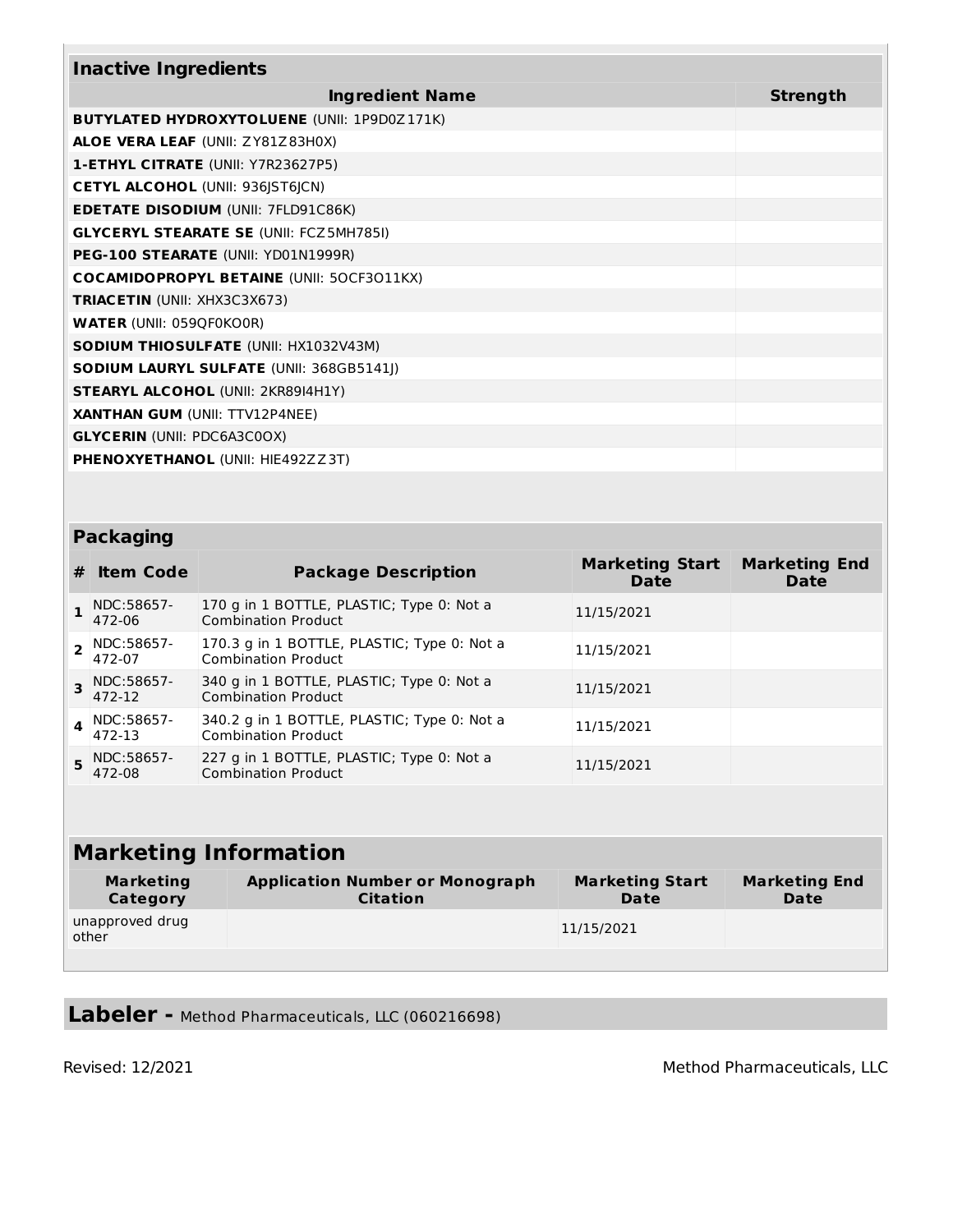| Inactive Ingredients | |
|---|---|
| **Ingredient Name** | **Strength** |
| **BUTYLATED HYDROXYTOLUENE** (UNII: 1P9D0Z171K) | |
| **ALOE VERA LEAF** (UNII: ZY81Z83H0X) | |
| **1-ETHYL CITRATE** (UNII: Y7R23627P5) | |
| **CETYL ALCOHOL** (UNII: 936JST6JCN) | |
| **EDETATE DISODIUM** (UNII: 7FLD91C86K) | |
| **GLYCERYL STEARATE SE** (UNII: FCZ5MH785I) | |
| **PEG-100 STEARATE** (UNII: YD01N1999R) | |
| **COCAMIDOPROPYL BETAINE** (UNII: 5OCF3O11KX) | |
| **TRIACETIN** (UNII: XHX3C3X673) | |
| **WATER** (UNII: 059QF0KO0R) | |
| **SODIUM THIOSULFATE** (UNII: HX1032V43M) | |
| **SODIUM LAURYL SULFATE** (UNII: 368GB5141J) | |
| **STEARYL ALCOHOL** (UNII: 2KR89I4H1Y) | |
| **XANTHAN GUM** (UNII: TTV12P4NEE) | |
| **GLYCERIN** (UNII: PDC6A3C0OX) | |
| **PHENOXYETHANOL** (UNII: HIE492ZZ3T) | |

| Packaging | | | | |
|---|---|---|---|---|
| **#** | **Item Code** | **Package Description** | **Marketing Start Date** | **Marketing End Date** |
| 1 | NDC:58657-472-06 | 170 g in 1 BOTTLE, PLASTIC; Type 0: Not a Combination Product | 11/15/2021 | |
| 2 | NDC:58657-472-07 | 170.3 g in 1 BOTTLE, PLASTIC; Type 0: Not a Combination Product | 11/15/2021 | |
| 3 | NDC:58657-472-12 | 340 g in 1 BOTTLE, PLASTIC; Type 0: Not a Combination Product | 11/15/2021 | |
| 4 | NDC:58657-472-13 | 340.2 g in 1 BOTTLE, PLASTIC; Type 0: Not a Combination Product | 11/15/2021 | |
| 5 | NDC:58657-472-08 | 227 g in 1 BOTTLE, PLASTIC; Type 0: Not a Combination Product | 11/15/2021 | |

## Marketing Information

| Marketing Category | Application Number or Monograph Citation | Marketing Start Date | Marketing End Date |
|---|---|---|---|
| unapproved drug other | | 11/15/2021 | |

**Labeler -** Method Pharmaceuticals, LLC (060216698)

Revised: 12/2021

Method Pharmaceuticals, LLC